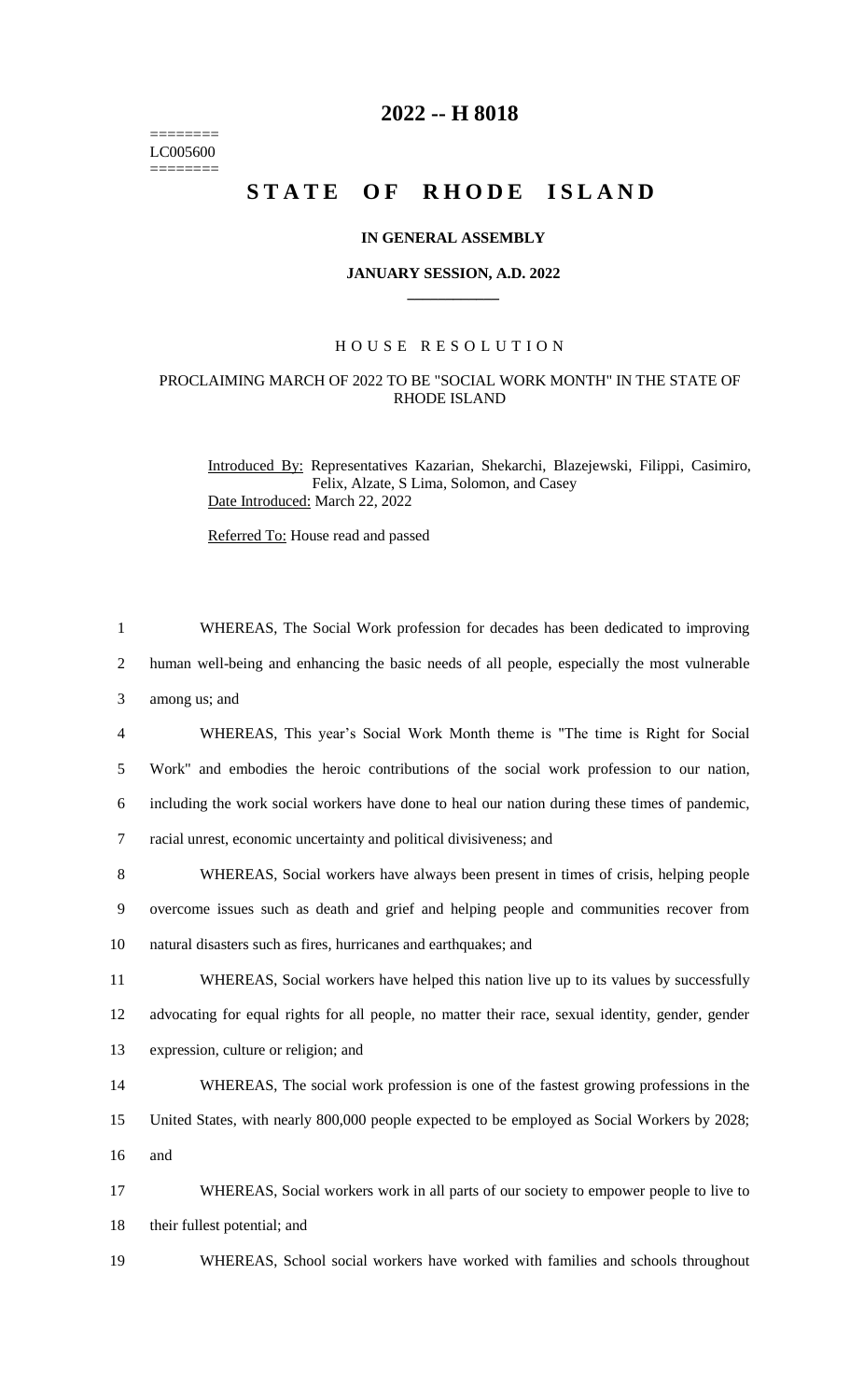========
LC005600
========

# 2022 -- H 8018

# STATE OF RHODE ISLAND

**IN GENERAL ASSEMBLY**

**JANUARY SESSION, A.D. 2022**

H O U S E   R E S O L U T I O N

PROCLAIMING MARCH OF 2022 TO BE "SOCIAL WORK MONTH" IN THE STATE OF RHODE ISLAND

Introduced By: Representatives Kazarian, Shekarchi, Blazejewski, Filippi, Casimiro, Felix, Alzate, S Lima, Solomon, and Casey

Date Introduced: March 22, 2022

Referred To: House read and passed

1 WHEREAS, The Social Work profession for decades has been dedicated to improving
2 human well-being and enhancing the basic needs of all people, especially the most vulnerable
3 among us; and
4 WHEREAS, This year's Social Work Month theme is "The time is Right for Social
5 Work" and embodies the heroic contributions of the social work profession to our nation,
6 including the work social workers have done to heal our nation during these times of pandemic,
7 racial unrest, economic uncertainty and political divisiveness; and
8 WHEREAS, Social workers have always been present in times of crisis, helping people
9 overcome issues such as death and grief and helping people and communities recover from
10 natural disasters such as fires, hurricanes and earthquakes; and
11 WHEREAS, Social workers have helped this nation live up to its values by successfully
12 advocating for equal rights for all people, no matter their race, sexual identity, gender, gender
13 expression, culture or religion; and
14 WHEREAS, The social work profession is one of the fastest growing professions in the
15 United States, with nearly 800,000 people expected to be employed as Social Workers by 2028;
16 and
17 WHEREAS, Social workers work in all parts of our society to empower people to live to
18 their fullest potential; and
19 WHEREAS, School social workers have worked with families and schools throughout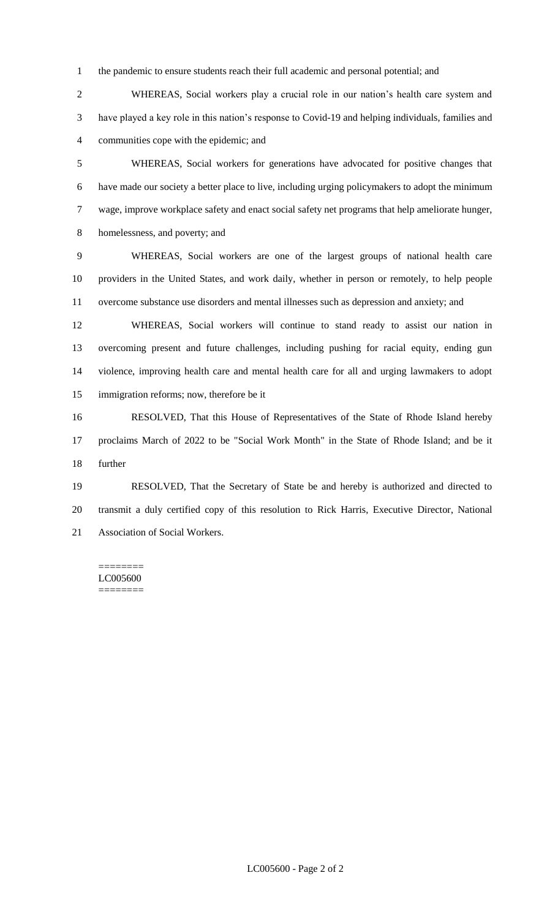the pandemic to ensure students reach their full academic and personal potential; and

WHEREAS, Social workers play a crucial role in our nation's health care system and have played a key role in this nation's response to Covid-19 and helping individuals, families and communities cope with the epidemic; and

WHEREAS, Social workers for generations have advocated for positive changes that have made our society a better place to live, including urging policymakers to adopt the minimum wage, improve workplace safety and enact social safety net programs that help ameliorate hunger, homelessness, and poverty; and

WHEREAS, Social workers are one of the largest groups of national health care providers in the United States, and work daily, whether in person or remotely, to help people overcome substance use disorders and mental illnesses such as depression and anxiety; and

WHEREAS, Social workers will continue to stand ready to assist our nation in overcoming present and future challenges, including pushing for racial equity, ending gun violence, improving health care and mental health care for all and urging lawmakers to adopt immigration reforms; now, therefore be it

RESOLVED, That this House of Representatives of the State of Rhode Island hereby proclaims March of 2022 to be "Social Work Month" in the State of Rhode Island; and be it further

RESOLVED, That the Secretary of State be and hereby is authorized and directed to transmit a duly certified copy of this resolution to Rick Harris, Executive Director, National Association of Social Workers.

========
LC005600
========